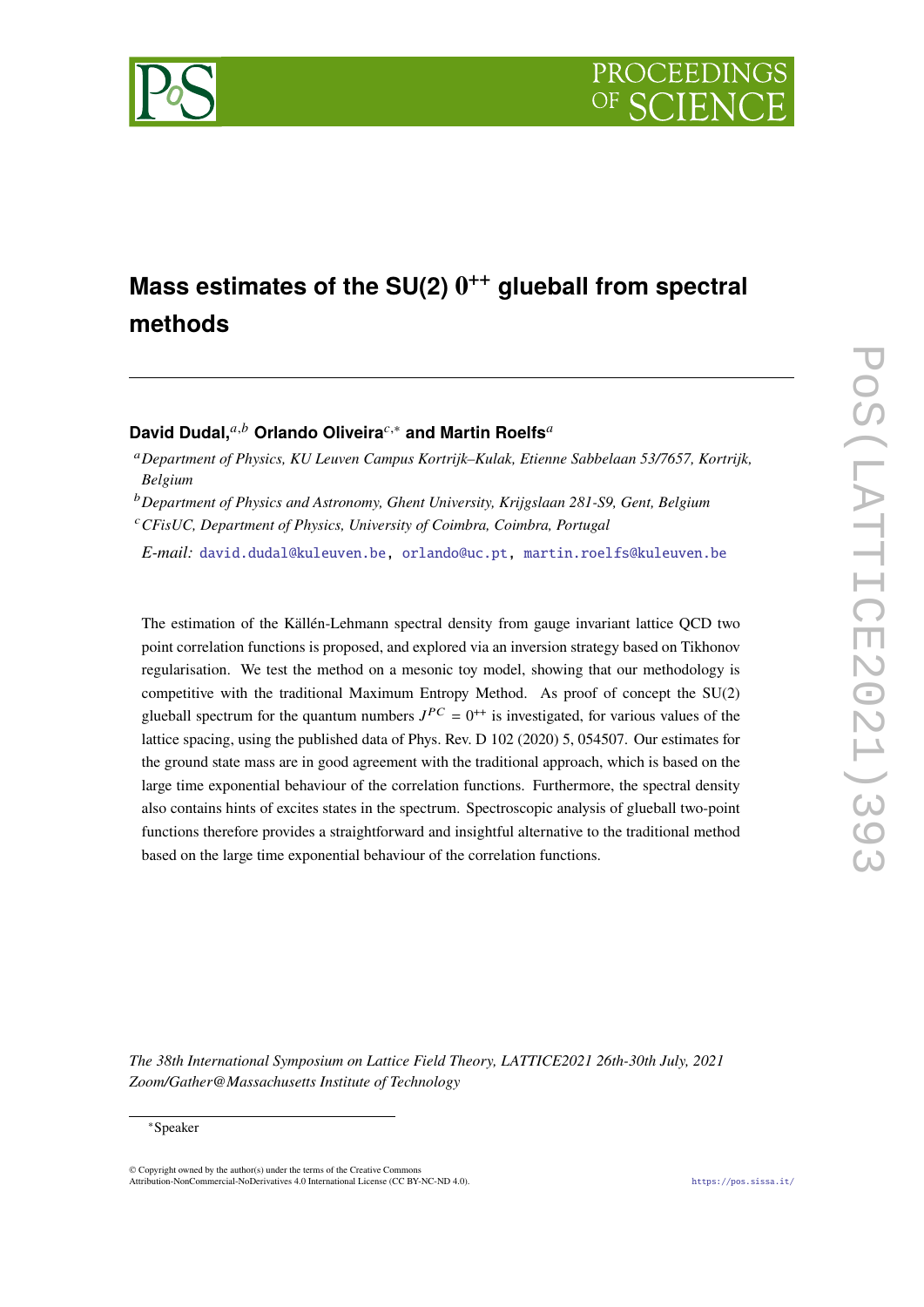# Mass estimates of the SU(2) $0^{++}$ glueball from spectral methods

**David Dudal,**[a,b] **Orlando Oliveira**[c,*] **and Martin Roelfs**[a]

[a] *Department of Physics, KU Leuven Campus Kortrijk–Kulak, Etienne Sabbelaan 53/7657, Kortrijk, Belgium*

[b] *Department of Physics and Astronomy, Ghent University, Krijgslaan 281-S9, Gent, Belgium*

[c] *CFisUC, Department of Physics, University of Coimbra, Coimbra, Portugal*

*E-mail:* david.dudal@kuleuven.be, orlando@uc.pt, martin.roelfs@kuleuven.be

The estimation of the Källén-Lehmann spectral density from gauge invariant lattice QCD two point correlation functions is proposed, and explored via an inversion strategy based on Tikhonov regularisation. We test the method on a mesonic toy model, showing that our methodology is competitive with the traditional Maximum Entropy Method. As proof of concept the SU(2) glueball spectrum for the quantum numbers $J^{PC} = 0^{++}$ is investigated, for various values of the lattice spacing, using the published data of Phys. Rev. D 102 (2020) 5, 054507. Our estimates for the ground state mass are in good agreement with the traditional approach, which is based on the large time exponential behaviour of the correlation functions. Furthermore, the spectral density also contains hints of excites states in the spectrum. Spectroscopic analysis of glueball two-point functions therefore provides a straightforward and insightful alternative to the traditional method based on the large time exponential behaviour of the correlation functions.

*The 38th International Symposium on Lattice Field Theory, LATTICE2021 26th-30th July, 2021 Zoom/Gather@Massachusetts Institute of Technology*

---

*Speaker

© Copyright owned by the author(s) under the terms of the Creative Commons Attribution-NonCommercial-NoDerivatives 4.0 International License (CC BY-NC-ND 4.0).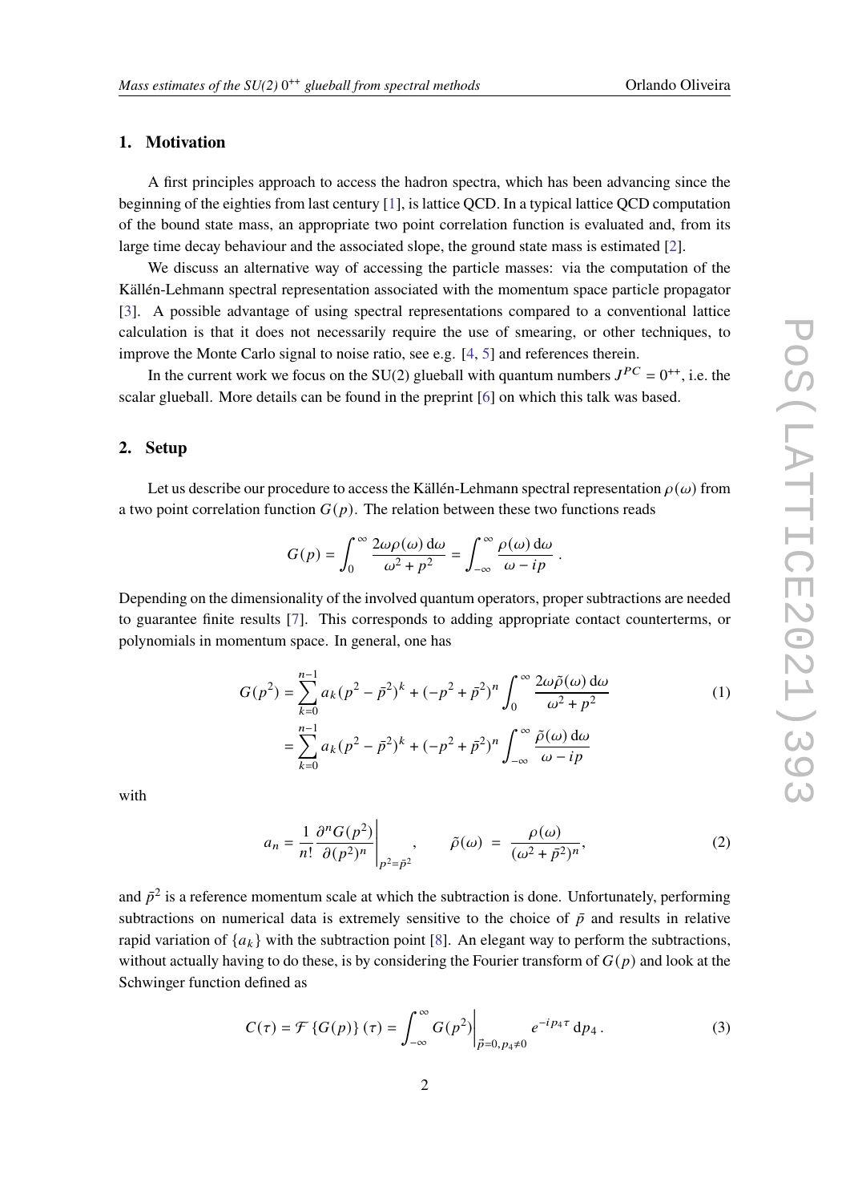## 1. Motivation

A first principles approach to access the hadron spectra, which has been advancing since the beginning of the eighties from last century [1], is lattice QCD. In a typical lattice QCD computation of the bound state mass, an appropriate two point correlation function is evaluated and, from its large time decay behaviour and the associated slope, the ground state mass is estimated [2].

We discuss an alternative way of accessing the particle masses: via the computation of the Källén-Lehmann spectral representation associated with the momentum space particle propagator [3]. A possible advantage of using spectral representations compared to a conventional lattice calculation is that it does not necessarily require the use of smearing, or other techniques, to improve the Monte Carlo signal to noise ratio, see e.g. [4, 5] and references therein.

In the current work we focus on the SU(2) glueball with quantum numbers $J^{PC} = 0^{++}$, i.e. the scalar glueball. More details can be found in the preprint [6] on which this talk was based.

## 2. Setup

Let us describe our procedure to access the Källén-Lehmann spectral representation $\rho(\omega)$ from a two point correlation function $G(p)$. The relation between these two functions reads

$$G(p) = \int_0^\infty \frac{2\omega\rho(\omega)\,\mathrm{d}\omega}{\omega^2 + p^2} = \int_{-\infty}^\infty \frac{\rho(\omega)\,\mathrm{d}\omega}{\omega - ip} .$$

Depending on the dimensionality of the involved quantum operators, proper subtractions are needed to guarantee finite results [7]. This corresponds to adding appropriate contact counterterms, or polynomials in momentum space. In general, one has

$$\begin{aligned} G(p^2) &= \sum_{k=0}^{n-1} a_k (p^2 - \bar{p}^2)^k + (-p^2 + \bar{p}^2)^n \int_0^\infty \frac{2\omega\tilde{\rho}(\omega)\,\mathrm{d}\omega}{\omega^2 + p^2} \\ &= \sum_{k=0}^{n-1} a_k (p^2 - \bar{p}^2)^k + (-p^2 + \bar{p}^2)^n \int_{-\infty}^\infty \frac{\tilde{\rho}(\omega)\,\mathrm{d}\omega}{\omega - ip} \end{aligned} \tag{1}$$

with

$$a_n = \frac{1}{n!} \frac{\partial^n G(p^2)}{\partial (p^2)^n}\bigg|_{p^2 = \bar{p}^2}, \qquad \tilde{\rho}(\omega) \;=\; \frac{\rho(\omega)}{(\omega^2 + \bar{p}^2)^n}, \tag{2}$$

and $\bar{p}^2$ is a reference momentum scale at which the subtraction is done. Unfortunately, performing subtractions on numerical data is extremely sensitive to the choice of $\bar{p}$ and results in relative rapid variation of $\{a_k\}$ with the subtraction point [8]. An elegant way to perform the subtractions, without actually having to do these, is by considering the Fourier transform of $G(p)$ and look at the Schwinger function defined as

$$C(\tau) = \mathcal{F}\left\{G(p)\right\}(\tau) = \int_{-\infty}^\infty G(p^2)\bigg|_{\vec{p}=0,\, p_4 \neq 0} e^{-ip_4\tau}\,\mathrm{d}p_4 . \tag{3}$$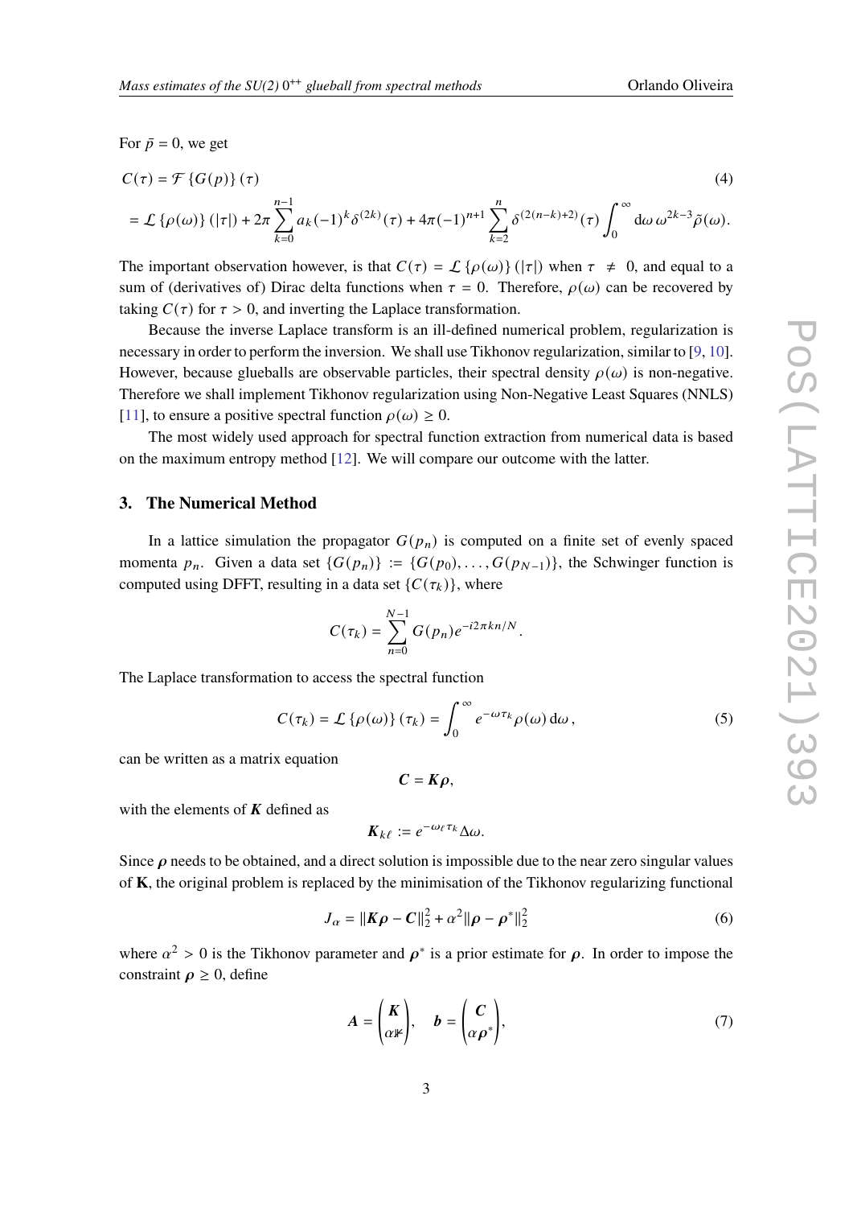For $\bar{p} = 0$, we get

$$C(\tau) = \mathcal{F}\{G(p)\}(\tau) \tag{4}$$

$$= \mathcal{L}\{\rho(\omega)\}(|\tau|) + 2\pi \sum_{k=0}^{n-1} a_k (-1)^k \delta^{(2k)}(\tau) + 4\pi(-1)^{n+1} \sum_{k=2}^{n} \delta^{(2(n-k)+2)}(\tau) \int_0^\infty \mathrm{d}\omega\, \omega^{2k-3} \tilde{\rho}(\omega).$$

The important observation however, is that $C(\tau) = \mathcal{L}\{\rho(\omega)\}(|\tau|)$ when $\tau \neq 0$, and equal to a sum of (derivatives of) Dirac delta functions when $\tau = 0$. Therefore, $\rho(\omega)$ can be recovered by taking $C(\tau)$ for $\tau > 0$, and inverting the Laplace transformation.

Because the inverse Laplace transform is an ill-defined numerical problem, regularization is necessary in order to perform the inversion. We shall use Tikhonov regularization, similar to [9, 10]. However, because glueballs are observable particles, their spectral density $\rho(\omega)$ is non-negative. Therefore we shall implement Tikhonov regularization using Non-Negative Least Squares (NNLS) [11], to ensure a positive spectral function $\rho(\omega) \geq 0$.

The most widely used approach for spectral function extraction from numerical data is based on the maximum entropy method [12]. We will compare our outcome with the latter.

## 3. The Numerical Method

In a lattice simulation the propagator $G(p_n)$ is computed on a finite set of evenly spaced momenta $p_n$. Given a data set $\{G(p_n)\} := \{G(p_0), \ldots, G(p_{N-1})\}$, the Schwinger function is computed using DFFT, resulting in a data set $\{C(\tau_k)\}$, where

$$C(\tau_k) = \sum_{n=0}^{N-1} G(p_n) e^{-i2\pi kn/N}.$$

The Laplace transformation to access the spectral function

$$C(\tau_k) = \mathcal{L}\{\rho(\omega)\}(\tau_k) = \int_0^\infty e^{-\omega\tau_k} \rho(\omega)\, \mathrm{d}\omega\,, \tag{5}$$

can be written as a matrix equation

$$\boldsymbol{C} = \boldsymbol{K}\boldsymbol{\rho},$$

with the elements of $\boldsymbol{K}$ defined as

$$\boldsymbol{K}_{k\ell} := e^{-\omega_\ell \tau_k} \Delta\omega.$$

Since $\boldsymbol{\rho}$ needs to be obtained, and a direct solution is impossible due to the near zero singular values of $\mathbf{K}$, the original problem is replaced by the minimisation of the Tikhonov regularizing functional

$$J_\alpha = \|\boldsymbol{K}\boldsymbol{\rho} - \boldsymbol{C}\|_2^2 + \alpha^2 \|\boldsymbol{\rho} - \boldsymbol{\rho}^*\|_2^2 \tag{6}$$

where $\alpha^2 > 0$ is the Tikhonov parameter and $\boldsymbol{\rho}^*$ is a prior estimate for $\boldsymbol{\rho}$. In order to impose the constraint $\boldsymbol{\rho} \geq 0$, define

$$\boldsymbol{A} = \begin{pmatrix} \boldsymbol{K} \\ \alpha \mathbb{1} \end{pmatrix}, \quad \boldsymbol{b} = \begin{pmatrix} \boldsymbol{C} \\ \alpha \boldsymbol{\rho}^* \end{pmatrix}, \tag{7}$$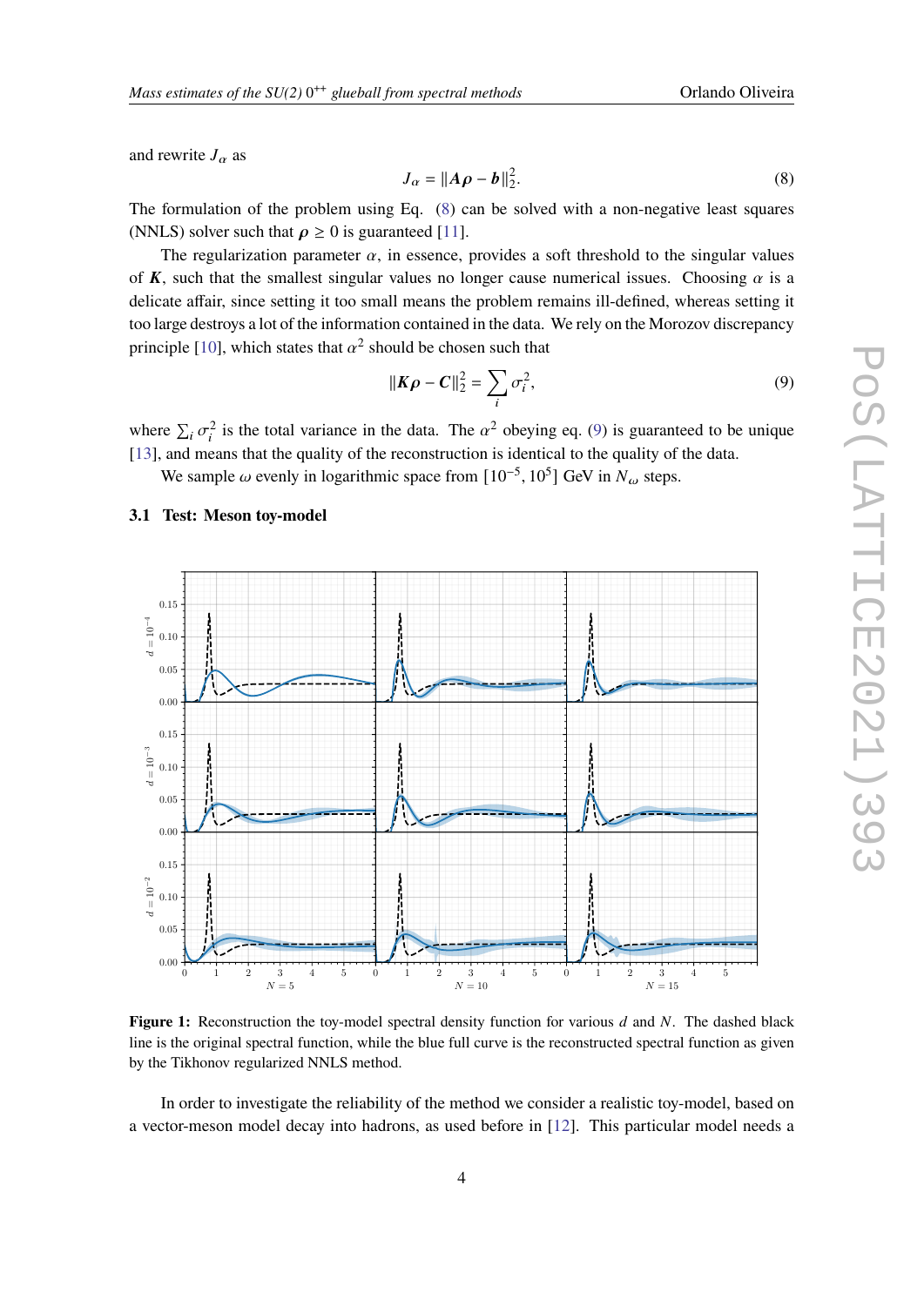and rewrite $J_\alpha$ as

$$J_\alpha = \|\boldsymbol{A}\boldsymbol{\rho} - \boldsymbol{b}\|_2^2. \tag{8}$$

The formulation of the problem using Eq. (8) can be solved with a non-negative least squares (NNLS) solver such that $\boldsymbol{\rho} \geq 0$ is guaranteed [11].

The regularization parameter $\alpha$, in essence, provides a soft threshold to the singular values of $\boldsymbol{K}$, such that the smallest singular values no longer cause numerical issues. Choosing $\alpha$ is a delicate affair, since setting it too small means the problem remains ill-defined, whereas setting it too large destroys a lot of the information contained in the data. We rely on the Morozov discrepancy principle [10], which states that $\alpha^2$ should be chosen such that

$$\|\boldsymbol{K}\boldsymbol{\rho} - \boldsymbol{C}\|_2^2 = \sum_i \sigma_i^2, \tag{9}$$

where $\sum_i \sigma_i^2$ is the total variance in the data. The $\alpha^2$ obeying eq. (9) is guaranteed to be unique [13], and means that the quality of the reconstruction is identical to the quality of the data.

We sample $\omega$ evenly in logarithmic space from $[10^{-5}, 10^5]$ GeV in $N_\omega$ steps.

### 3.1 Test: Meson toy-model

**Figure 1:** Reconstruction the toy-model spectral density function for various $d$ and $N$. The dashed black line is the original spectral function, while the blue full curve is the reconstructed spectral function as given by the Tikhonov regularized NNLS method.

In order to investigate the reliability of the method we consider a realistic toy-model, based on a vector-meson model decay into hadrons, as used before in [12]. This particular model needs a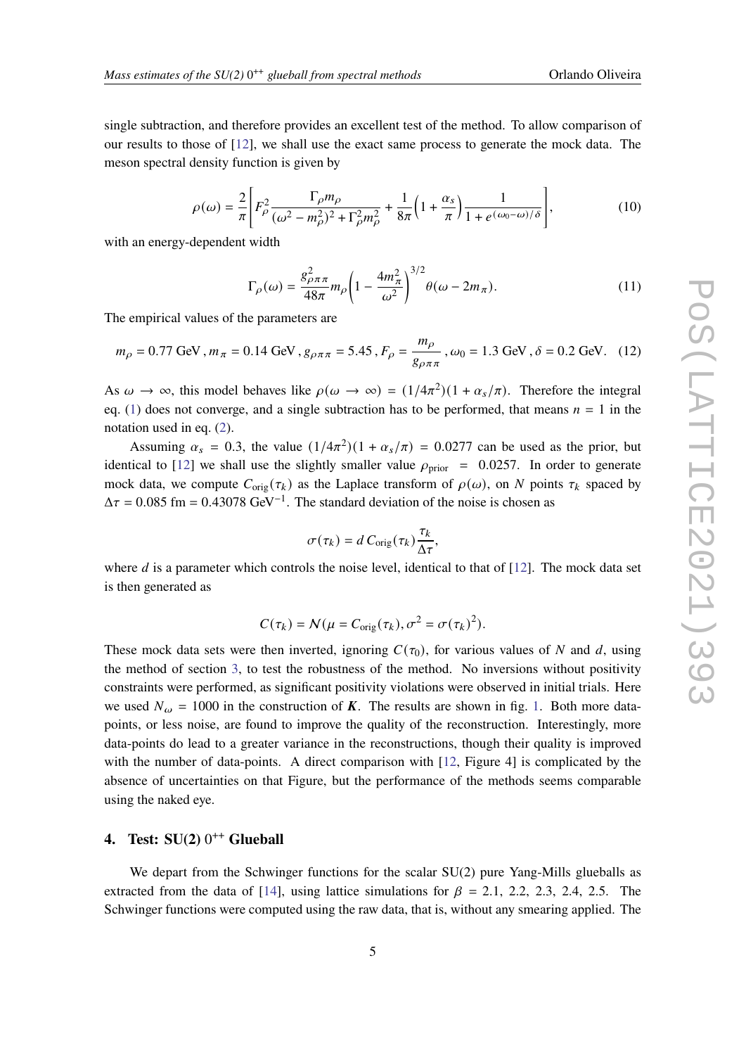single subtraction, and therefore provides an excellent test of the method. To allow comparison of our results to those of [12], we shall use the exact same process to generate the mock data. The meson spectral density function is given by

$$\rho(\omega) = \frac{2}{\pi}\left[F_\rho^2 \frac{\Gamma_\rho m_\rho}{(\omega^2 - m_\rho^2)^2 + \Gamma_\rho^2 m_\rho^2} + \frac{1}{8\pi}\left(1 + \frac{\alpha_s}{\pi}\right)\frac{1}{1 + e^{(\omega_0 - \omega)/\delta}}\right], \tag{10}$$

with an energy-dependent width

$$\Gamma_\rho(\omega) = \frac{g_{\rho\pi\pi}^2}{48\pi} m_\rho \left(1 - \frac{4m_\pi^2}{\omega^2}\right)^{3/2} \theta(\omega - 2m_\pi). \tag{11}$$

The empirical values of the parameters are

$$m_\rho = 0.77 \text{ GeV}\,, m_\pi = 0.14 \text{ GeV}\,, g_{\rho\pi\pi} = 5.45\,, F_\rho = \frac{m_\rho}{g_{\rho\pi\pi}}\,, \omega_0 = 1.3 \text{ GeV}\,, \delta = 0.2 \text{ GeV}. \tag{12}$$

As $\omega \to \infty$, this model behaves like $\rho(\omega \to \infty) = (1/4\pi^2)(1 + \alpha_s/\pi)$. Therefore the integral eq. (1) does not converge, and a single subtraction has to be performed, that means $n = 1$ in the notation used in eq. (2).

Assuming $\alpha_s = 0.3$, the value $(1/4\pi^2)(1 + \alpha_s/\pi) = 0.0277$ can be used as the prior, but identical to [12] we shall use the slightly smaller value $\rho_{\text{prior}} = 0.0257$. In order to generate mock data, we compute $C_{\text{orig}}(\tau_k)$ as the Laplace transform of $\rho(\omega)$, on $N$ points $\tau_k$ spaced by $\Delta\tau = 0.085$ fm $= 0.43078$ GeV$^{-1}$. The standard deviation of the noise is chosen as

$$\sigma(\tau_k) = d\, C_{\text{orig}}(\tau_k)\frac{\tau_k}{\Delta\tau},$$

where $d$ is a parameter which controls the noise level, identical to that of [12]. The mock data set is then generated as

$$C(\tau_k) = \mathcal{N}(\mu = C_{\text{orig}}(\tau_k), \sigma^2 = \sigma(\tau_k)^2).$$

These mock data sets were then inverted, ignoring $C(\tau_0)$, for various values of $N$ and $d$, using the method of section 3, to test the robustness of the method. No inversions without positivity constraints were performed, as significant positivity violations were observed in initial trials. Here we used $N_\omega = 1000$ in the construction of $\boldsymbol{K}$. The results are shown in fig. 1. Both more data-points, or less noise, are found to improve the quality of the reconstruction. Interestingly, more data-points do lead to a greater variance in the reconstructions, though their quality is improved with the number of data-points. A direct comparison with [12, Figure 4] is complicated by the absence of uncertainties on that Figure, but the performance of the methods seems comparable using the naked eye.

## 4. Test: SU(2) $0^{++}$ Glueball

We depart from the Schwinger functions for the scalar SU(2) pure Yang-Mills glueballs as extracted from the data of [14], using lattice simulations for $\beta = 2.1$, 2.2, 2.3, 2.4, 2.5. The Schwinger functions were computed using the raw data, that is, without any smearing applied. The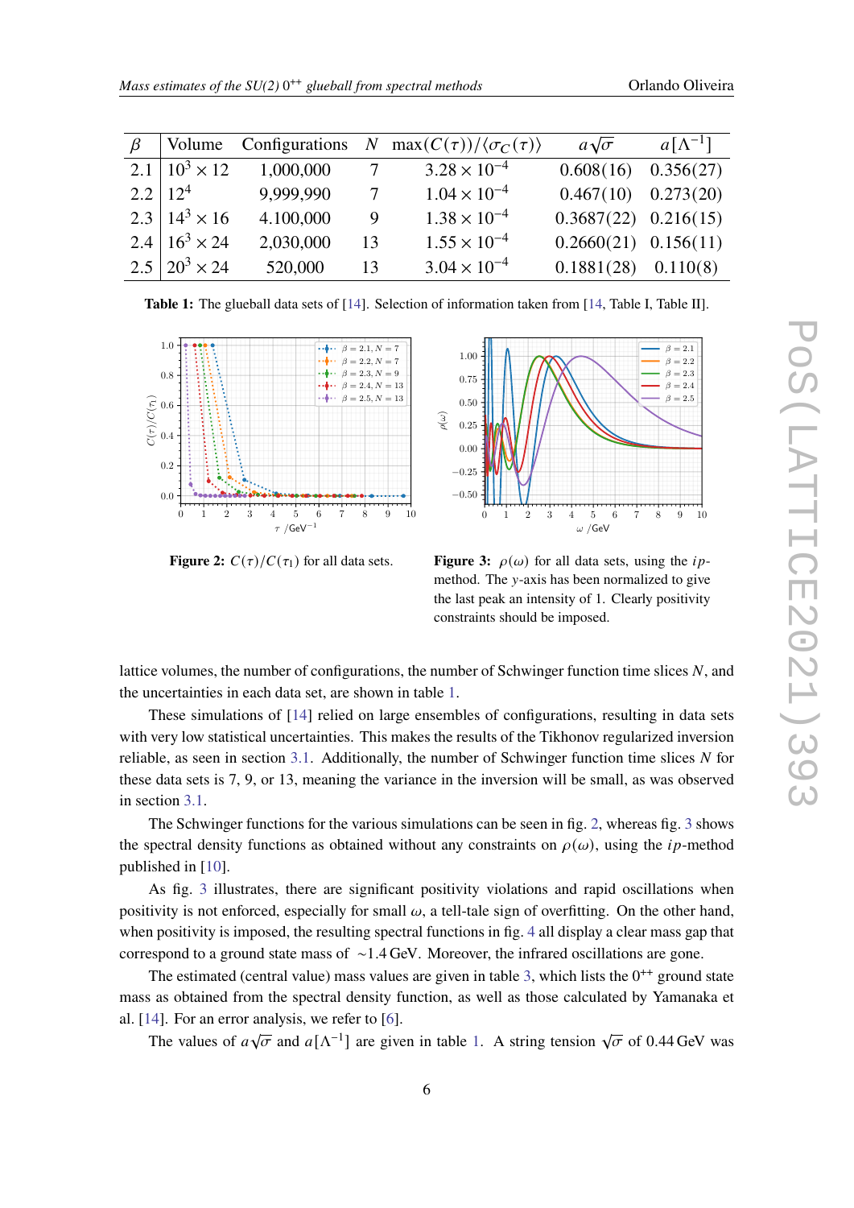| $\beta$ | Volume | Configurations | $N$ | $\max(C(\tau))/\langle\sigma_C(\tau)\rangle$ | $a\sqrt{\sigma}$ | $a[\Lambda^{-1}]$ |
|---|---|---|---|---|---|---|
| 2.1 | $10^3 \times 12$ | 1,000,000 | 7 | $3.28 \times 10^{-4}$ | 0.608(16) | 0.356(27) |
| 2.2 | $12^4$ | 9,999,990 | 7 | $1.04 \times 10^{-4}$ | 0.467(10) | 0.273(20) |
| 2.3 | $14^3 \times 16$ | 4.100,000 | 9 | $1.38 \times 10^{-4}$ | 0.3687(22) | 0.216(15) |
| 2.4 | $16^3 \times 24$ | 2,030,000 | 13 | $1.55 \times 10^{-4}$ | 0.2660(21) | 0.156(11) |
| 2.5 | $20^3 \times 24$ | 520,000 | 13 | $3.04 \times 10^{-4}$ | 0.1881(28) | 0.110(8) |

**Table 1:** The glueball data sets of [14]. Selection of information taken from [14, Table I, Table II].

**Figure 2:** $C(\tau)/C(\tau_1)$ for all data sets.

**Figure 3:** $\rho(\omega)$ for all data sets, using the *ip*-method. The $y$-axis has been normalized to give the last peak an intensity of 1. Clearly positivity constraints should be imposed.

lattice volumes, the number of configurations, the number of Schwinger function time slices $N$, and the uncertainties in each data set, are shown in table 1.

These simulations of [14] relied on large ensembles of configurations, resulting in data sets with very low statistical uncertainties. This makes the results of the Tikhonov regularized inversion reliable, as seen in section 3.1. Additionally, the number of Schwinger function time slices $N$ for these data sets is 7, 9, or 13, meaning the variance in the inversion will be small, as was observed in section 3.1.

The Schwinger functions for the various simulations can be seen in fig. 2, whereas fig. 3 shows the spectral density functions as obtained without any constraints on $\rho(\omega)$, using the *ip*-method published in [10].

As fig. 3 illustrates, there are significant positivity violations and rapid oscillations when positivity is not enforced, especially for small $\omega$, a tell-tale sign of overfitting. On the other hand, when positivity is imposed, the resulting spectral functions in fig. 4 all display a clear mass gap that correspond to a ground state mass of $\sim$1.4 GeV. Moreover, the infrared oscillations are gone.

The estimated (central value) mass values are given in table 3, which lists the $0^{++}$ ground state mass as obtained from the spectral density function, as well as those calculated by Yamanaka et al. [14]. For an error analysis, we refer to [6].

The values of $a\sqrt{\sigma}$ and $a[\Lambda^{-1}]$ are given in table 1. A string tension $\sqrt{\sigma}$ of 0.44 GeV was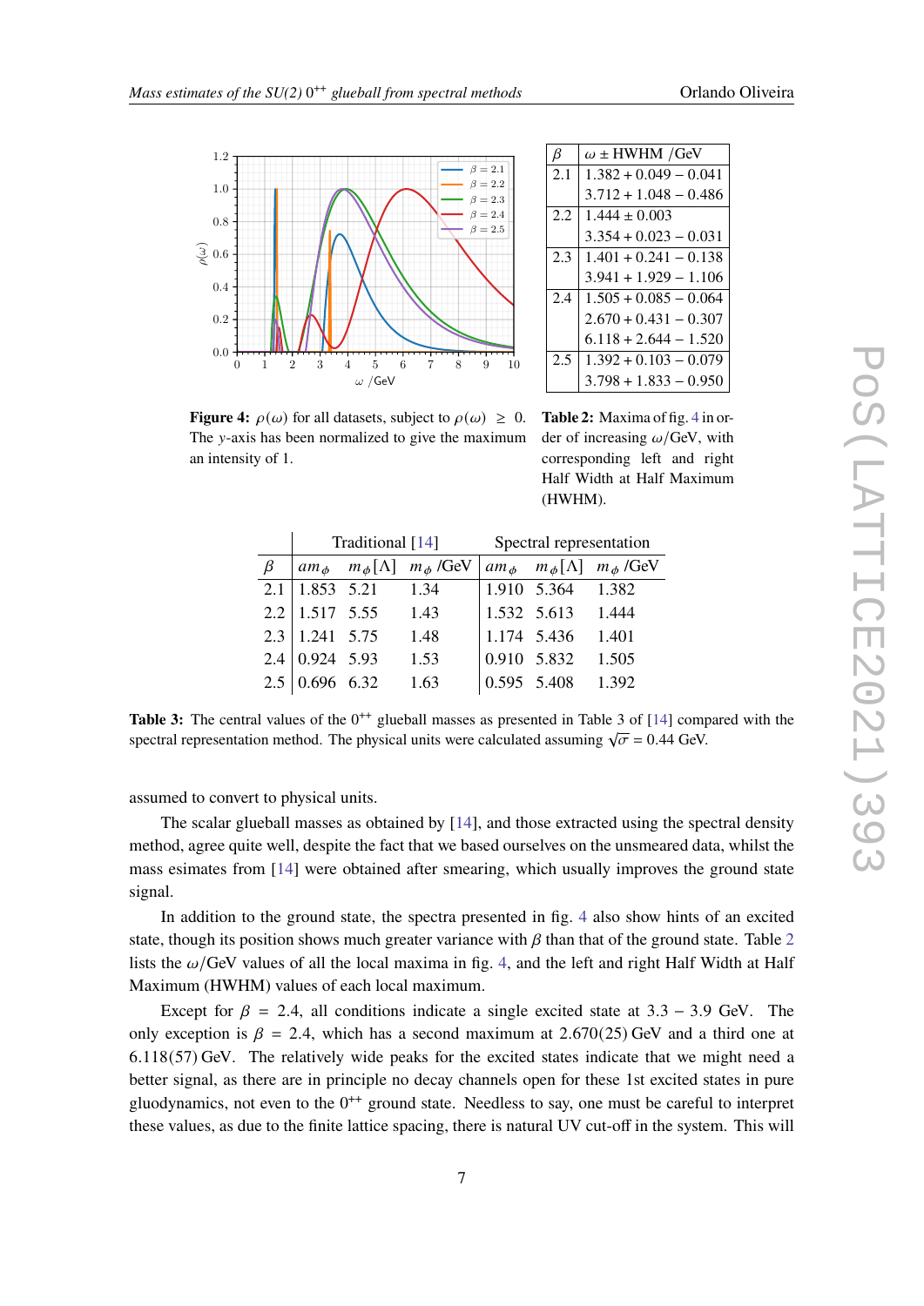**Figure 4:** $\rho(\omega)$ for all datasets, subject to $\rho(\omega) \geq 0$. The $y$-axis has been normalized to give the maximum an intensity of 1.

| $\beta$ | $\omega \pm$ HWHM /GeV |
|---|---|
| 2.1 | $1.382 + 0.049 - 0.041$ |
| | $3.712 + 1.048 - 0.486$ |
| 2.2 | $1.444 \pm 0.003$ |
| | $3.354 + 0.023 - 0.031$ |
| 2.3 | $1.401 + 0.241 - 0.138$ |
| | $3.941 + 1.929 - 1.106$ |
| 2.4 | $1.505 + 0.085 - 0.064$ |
| | $2.670 + 0.431 - 0.307$ |
| | $6.118 + 2.644 - 1.520$ |
| 2.5 | $1.392 + 0.103 - 0.079$ |
| | $3.798 + 1.833 - 0.950$ |

**Table 2:** Maxima of fig. 4 in order of increasing $\omega$/GeV, with corresponding left and right Half Width at Half Maximum (HWHM).

| | Traditional [14] | | | Spectral representation | | |
|---|---|---|---|---|---|---|
| $\beta$ | $am_\phi$ | $m_\phi[\Lambda]$ | $m_\phi$ /GeV | $am_\phi$ | $m_\phi[\Lambda]$ | $m_\phi$ /GeV |
| 2.1 | 1.853 | 5.21 | 1.34 | 1.910 | 5.364 | 1.382 |
| 2.2 | 1.517 | 5.55 | 1.43 | 1.532 | 5.613 | 1.444 |
| 2.3 | 1.241 | 5.75 | 1.48 | 1.174 | 5.436 | 1.401 |
| 2.4 | 0.924 | 5.93 | 1.53 | 0.910 | 5.832 | 1.505 |
| 2.5 | 0.696 | 6.32 | 1.63 | 0.595 | 5.408 | 1.392 |

**Table 3:** The central values of the $0^{++}$ glueball masses as presented in Table 3 of [14] compared with the spectral representation method. The physical units were calculated assuming $\sqrt{\sigma} = 0.44$ GeV.

assumed to convert to physical units.

The scalar glueball masses as obtained by [14], and those extracted using the spectral density method, agree quite well, despite the fact that we based ourselves on the unsmeared data, whilst the mass esimates from [14] were obtained after smearing, which usually improves the ground state signal.

In addition to the ground state, the spectra presented in fig. 4 also show hints of an excited state, though its position shows much greater variance with $\beta$ than that of the ground state. Table 2 lists the $\omega$/GeV values of all the local maxima in fig. 4, and the left and right Half Width at Half Maximum (HWHM) values of each local maximum.

Except for $\beta = 2.4$, all conditions indicate a single excited state at $3.3 - 3.9$ GeV. The only exception is $\beta = 2.4$, which has a second maximum at 2.670(25) GeV and a third one at 6.118(57) GeV. The relatively wide peaks for the excited states indicate that we might need a better signal, as there are in principle no decay channels open for these 1st excited states in pure gluodynamics, not even to the $0^{++}$ ground state. Needless to say, one must be careful to interpret these values, as due to the finite lattice spacing, there is natural UV cut-off in the system. This will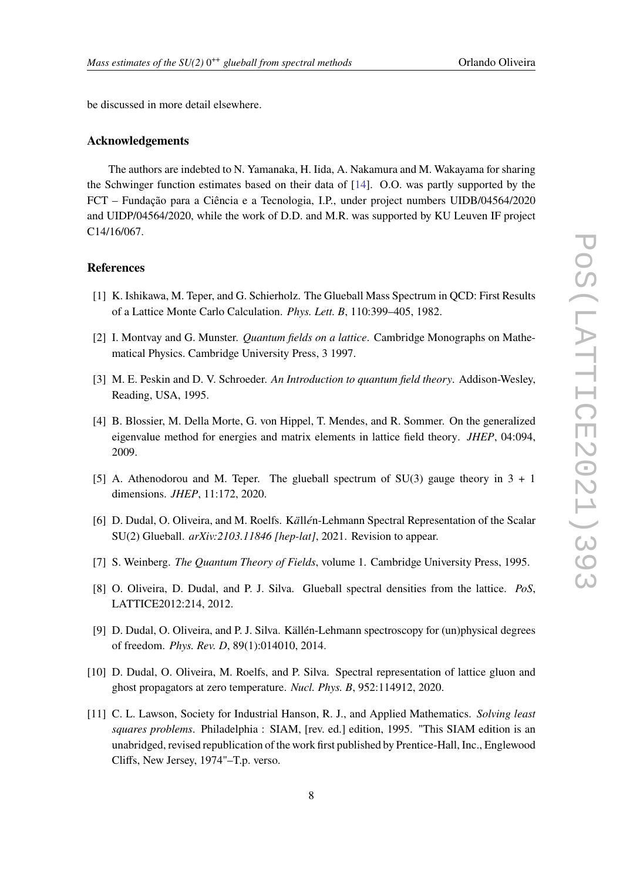be discussed in more detail elsewhere.

### Acknowledgements

The authors are indebted to N. Yamanaka, H. Iida, A. Nakamura and M. Wakayama for sharing the Schwinger function estimates based on their data of [14]. O.O. was partly supported by the FCT – Fundação para a Ciência e a Tecnologia, I.P., under project numbers UIDB/04564/2020 and UIDP/04564/2020, while the work of D.D. and M.R. was supported by KU Leuven IF project C14/16/067.

### References

[1] K. Ishikawa, M. Teper, and G. Schierholz. The Glueball Mass Spectrum in QCD: First Results of a Lattice Monte Carlo Calculation. *Phys. Lett. B*, 110:399–405, 1982.

[2] I. Montvay and G. Munster. *Quantum fields on a lattice*. Cambridge Monographs on Mathematical Physics. Cambridge University Press, 3 1997.

[3] M. E. Peskin and D. V. Schroeder. *An Introduction to quantum field theory*. Addison-Wesley, Reading, USA, 1995.

[4] B. Blossier, M. Della Morte, G. von Hippel, T. Mendes, and R. Sommer. On the generalized eigenvalue method for energies and matrix elements in lattice field theory. *JHEP*, 04:094, 2009.

[5] A. Athenodorou and M. Teper. The glueball spectrum of SU(3) gauge theory in 3 + 1 dimensions. *JHEP*, 11:172, 2020.

[6] D. Dudal, O. Oliveira, and M. Roelfs. K*ä*ll*é*n-Lehmann Spectral Representation of the Scalar SU(2) Glueball. *arXiv:2103.11846 [hep-lat]*, 2021. Revision to appear.

[7] S. Weinberg. *The Quantum Theory of Fields*, volume 1. Cambridge University Press, 1995.

[8] O. Oliveira, D. Dudal, and P. J. Silva. Glueball spectral densities from the lattice. *PoS*, LATTICE2012:214, 2012.

[9] D. Dudal, O. Oliveira, and P. J. Silva. Källén-Lehmann spectroscopy for (un)physical degrees of freedom. *Phys. Rev. D*, 89(1):014010, 2014.

[10] D. Dudal, O. Oliveira, M. Roelfs, and P. Silva. Spectral representation of lattice gluon and ghost propagators at zero temperature. *Nucl. Phys. B*, 952:114912, 2020.

[11] C. L. Lawson, Society for Industrial Hanson, R. J., and Applied Mathematics. *Solving least squares problems*. Philadelphia : SIAM, [rev. ed.] edition, 1995. "This SIAM edition is an unabridged, revised republication of the work first published by Prentice-Hall, Inc., Englewood Cliffs, New Jersey, 1974"–T.p. verso.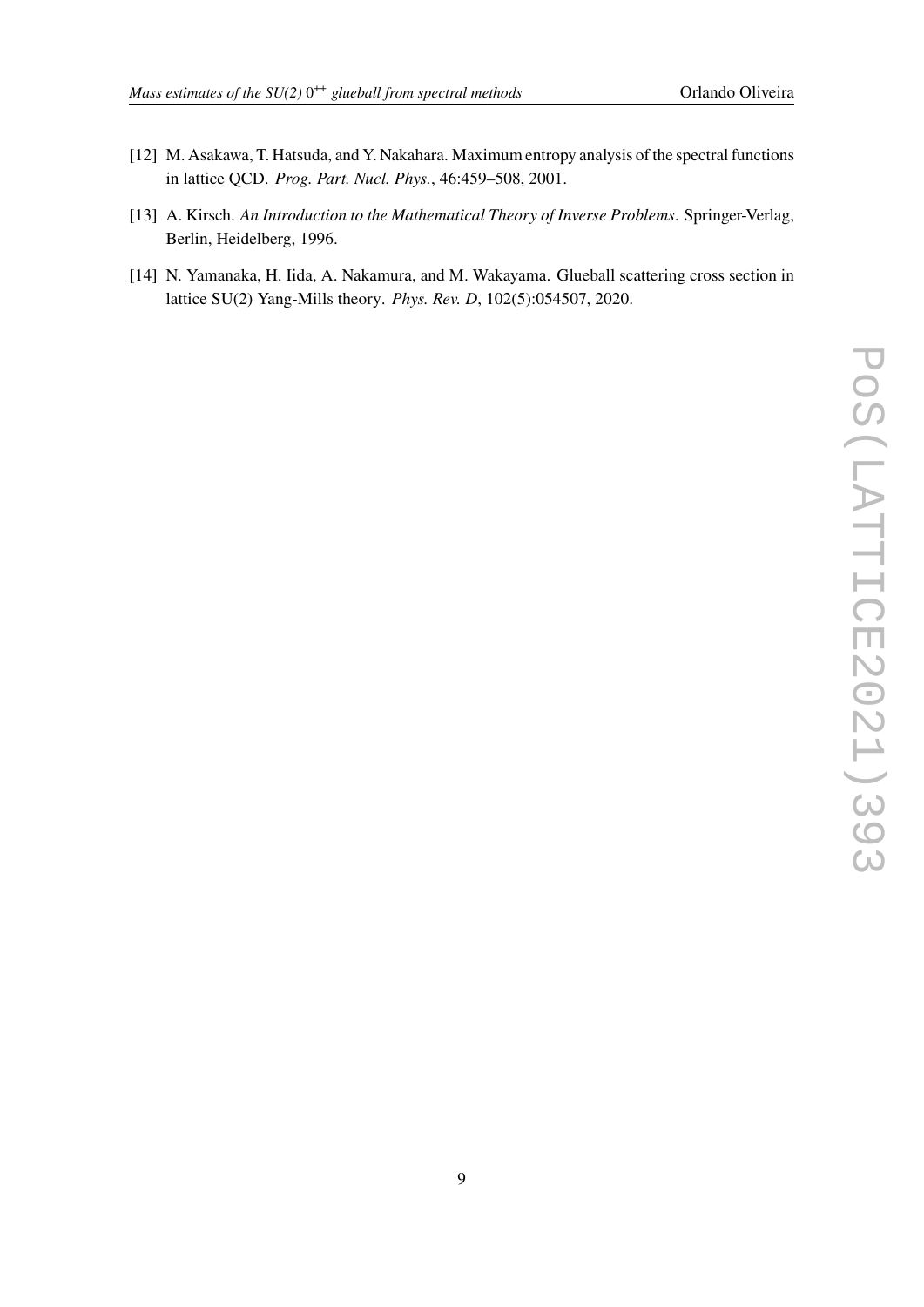[12] M. Asakawa, T. Hatsuda, and Y. Nakahara. Maximum entropy analysis of the spectral functions in lattice QCD. *Prog. Part. Nucl. Phys.*, 46:459–508, 2001.

[13] A. Kirsch. *An Introduction to the Mathematical Theory of Inverse Problems*. Springer-Verlag, Berlin, Heidelberg, 1996.

[14] N. Yamanaka, H. Iida, A. Nakamura, and M. Wakayama. Glueball scattering cross section in lattice SU(2) Yang-Mills theory. *Phys. Rev. D*, 102(5):054507, 2020.